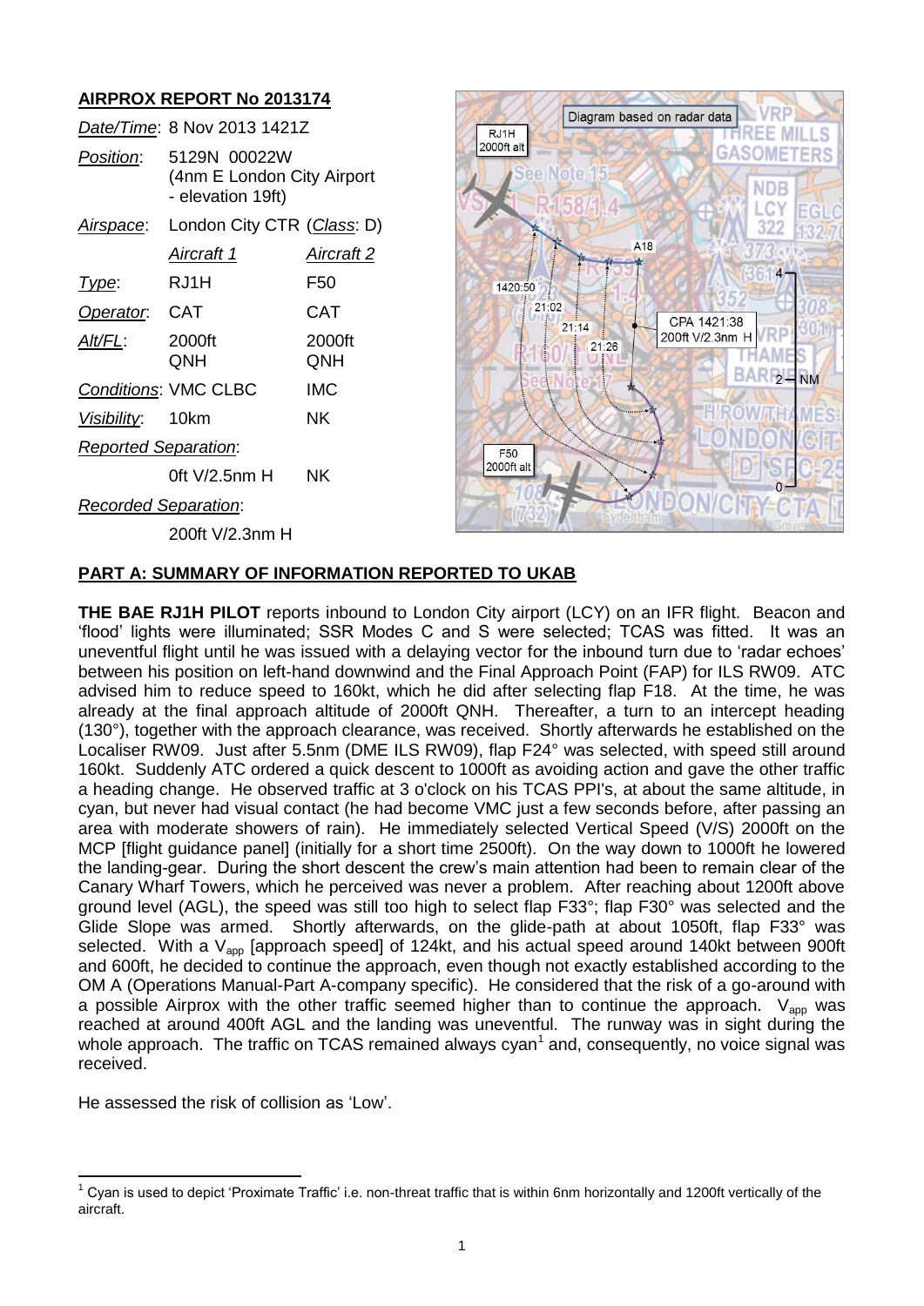# AIRPROX REPORT No 2013174

| | | |
|---|---|---|
| *Date/Time*: | 8 Nov 2013 1421Z | |
| *Position*: | 5129N 00022W (4nm E London City Airport - elevation 19ft) | |
| *Airspace*: | London City CTR (*Class*: D) | |
| | *Aircraft 1* | *Aircraft 2* |
| *Type*: | RJ1H | F50 |
| *Operator*: | CAT | CAT |
| *Alt/FL*: | 2000ft QNH | 2000ft QNH |
| *Conditions*: | VMC CLBC | IMC |
| *Visibility*: | 10km | NK |
| *Reported Separation*: | | |
| | 0ft V/2.5nm H | NK |
| *Recorded Separation*: | | |
| | 200ft V/2.3nm H | |

## PART A: SUMMARY OF INFORMATION REPORTED TO UKAB

**THE BAE RJ1H PILOT** reports inbound to London City airport (LCY) on an IFR flight. Beacon and 'flood' lights were illuminated; SSR Modes C and S were selected; TCAS was fitted. It was an uneventful flight until he was issued with a delaying vector for the inbound turn due to 'radar echoes' between his position on left-hand downwind and the Final Approach Point (FAP) for ILS RW09. ATC advised him to reduce speed to 160kt, which he did after selecting flap F18. At the time, he was already at the final approach altitude of 2000ft QNH. Thereafter, a turn to an intercept heading (130°), together with the approach clearance, was received. Shortly afterwards he established on the Localiser RW09. Just after 5.5nm (DME ILS RW09), flap F24° was selected, with speed still around 160kt. Suddenly ATC ordered a quick descent to 1000ft as avoiding action and gave the other traffic a heading change. He observed traffic at 3 o'clock on his TCAS PPI's, at about the same altitude, in cyan, but never had visual contact (he had become VMC just a few seconds before, after passing an area with moderate showers of rain). He immediately selected Vertical Speed (V/S) 2000ft on the MCP [flight guidance panel] (initially for a short time 2500ft). On the way down to 1000ft he lowered the landing-gear. During the short descent the crew's main attention had been to remain clear of the Canary Wharf Towers, which he perceived was never a problem. After reaching about 1200ft above ground level (AGL), the speed was still too high to select flap F33°; flap F30° was selected and the Glide Slope was armed. Shortly afterwards, on the glide-path at about 1050ft, flap F33° was selected. With a $V_{app}$ [approach speed] of 124kt, and his actual speed around 140kt between 900ft and 600ft, he decided to continue the approach, even though not exactly established according to the OM A (Operations Manual-Part A-company specific). He considered that the risk of a go-around with a possible Airprox with the other traffic seemed higher than to continue the approach. $V_{app}$ was reached at around 400ft AGL and the landing was uneventful. The runway was in sight during the whole approach. The traffic on TCAS remained always cyan[1] and, consequently, no voice signal was received.

He assessed the risk of collision as 'Low'.

[1] Cyan is used to depict 'Proximate Traffic' i.e. non-threat traffic that is within 6nm horizontally and 1200ft vertically of the aircraft.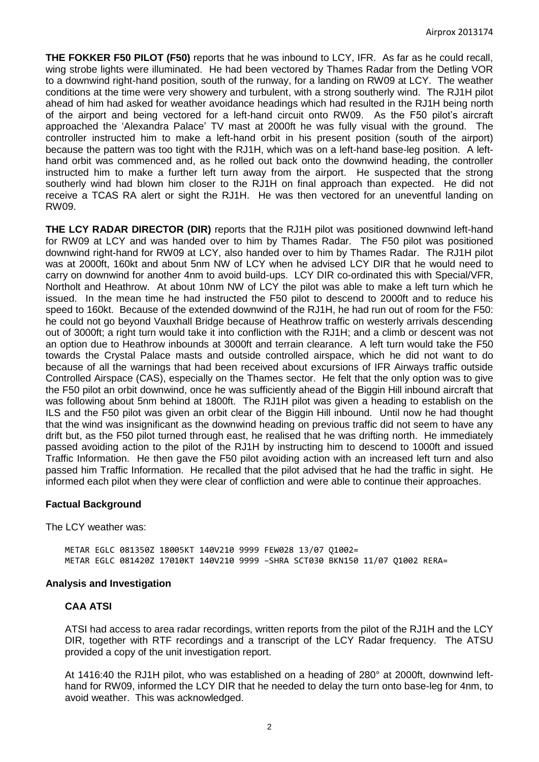**THE FOKKER F50 PILOT (F50)** reports that he was inbound to LCY, IFR. As far as he could recall, wing strobe lights were illuminated. He had been vectored by Thames Radar from the Detling VOR to a downwind right-hand position, south of the runway, for a landing on RW09 at LCY. The weather conditions at the time were very showery and turbulent, with a strong southerly wind. The RJ1H pilot ahead of him had asked for weather avoidance headings which had resulted in the RJ1H being north of the airport and being vectored for a left-hand circuit onto RW09. As the F50 pilot's aircraft approached the 'Alexandra Palace' TV mast at 2000ft he was fully visual with the ground. The controller instructed him to make a left-hand orbit in his present position (south of the airport) because the pattern was too tight with the RJ1H, which was on a left-hand base-leg position. A left-hand orbit was commenced and, as he rolled out back onto the downwind heading, the controller instructed him to make a further left turn away from the airport. He suspected that the strong southerly wind had blown him closer to the RJ1H on final approach than expected. He did not receive a TCAS RA alert or sight the RJ1H. He was then vectored for an uneventful landing on RW09.

**THE LCY RADAR DIRECTOR (DIR)** reports that the RJ1H pilot was positioned downwind left-hand for RW09 at LCY and was handed over to him by Thames Radar. The F50 pilot was positioned downwind right-hand for RW09 at LCY, also handed over to him by Thames Radar. The RJ1H pilot was at 2000ft, 160kt and about 5nm NW of LCY when he advised LCY DIR that he would need to carry on downwind for another 4nm to avoid build-ups. LCY DIR co-ordinated this with Special/VFR, Northolt and Heathrow. At about 10nm NW of LCY the pilot was able to make a left turn which he issued. In the mean time he had instructed the F50 pilot to descend to 2000ft and to reduce his speed to 160kt. Because of the extended downwind of the RJ1H, he had run out of room for the F50: he could not go beyond Vauxhall Bridge because of Heathrow traffic on westerly arrivals descending out of 3000ft; a right turn would take it into confliction with the RJ1H; and a climb or descent was not an option due to Heathrow inbounds at 3000ft and terrain clearance. A left turn would take the F50 towards the Crystal Palace masts and outside controlled airspace, which he did not want to do because of all the warnings that had been received about excursions of IFR Airways traffic outside Controlled Airspace (CAS), especially on the Thames sector. He felt that the only option was to give the F50 pilot an orbit downwind, once he was sufficiently ahead of the Biggin Hill inbound aircraft that was following about 5nm behind at 1800ft. The RJ1H pilot was given a heading to establish on the ILS and the F50 pilot was given an orbit clear of the Biggin Hill inbound. Until now he had thought that the wind was insignificant as the downwind heading on previous traffic did not seem to have any drift but, as the F50 pilot turned through east, he realised that he was drifting north. He immediately passed avoiding action to the pilot of the RJ1H by instructing him to descend to 1000ft and issued Traffic Information. He then gave the F50 pilot avoiding action with an increased left turn and also passed him Traffic Information. He recalled that the pilot advised that he had the traffic in sight. He informed each pilot when they were clear of confliction and were able to continue their approaches.

## Factual Background

The LCY weather was:

```
METAR EGLC 081350Z 18005KT 140V210 9999 FEW028 13/07 Q1002=
METAR EGLC 081420Z 17010KT 140V210 9999 –SHRA SCT030 BKN150 11/07 Q1002 RERA=
```

## Analysis and Investigation

### CAA ATSI

ATSI had access to area radar recordings, written reports from the pilot of the RJ1H and the LCY DIR, together with RTF recordings and a transcript of the LCY Radar frequency. The ATSU provided a copy of the unit investigation report.

At 1416:40 the RJ1H pilot, who was established on a heading of 280° at 2000ft, downwind left-hand for RW09, informed the LCY DIR that he needed to delay the turn onto base-leg for 4nm, to avoid weather. This was acknowledged.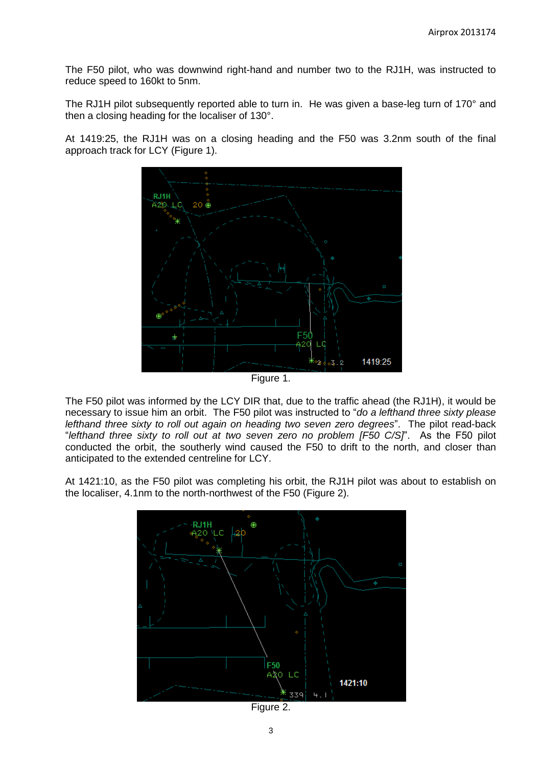The F50 pilot, who was downwind right-hand and number two to the RJ1H, was instructed to reduce speed to 160kt to 5nm.

The RJ1H pilot subsequently reported able to turn in. He was given a base-leg turn of 170° and then a closing heading for the localiser of 130°.

At 1419:25, the RJ1H was on a closing heading and the F50 was 3.2nm south of the final approach track for LCY (Figure 1).

Figure 1.

The F50 pilot was informed by the LCY DIR that, due to the traffic ahead (the RJ1H), it would be necessary to issue him an orbit. The F50 pilot was instructed to "*do a lefthand three sixty please lefthand three sixty to roll out again on heading two seven zero degrees*". The pilot read-back "*lefthand three sixty to roll out at two seven zero no problem [F50 C/S]*". As the F50 pilot conducted the orbit, the southerly wind caused the F50 to drift to the north, and closer than anticipated to the extended centreline for LCY.

At 1421:10, as the F50 pilot was completing his orbit, the RJ1H pilot was about to establish on the localiser, 4.1nm to the north-northwest of the F50 (Figure 2).

Figure 2.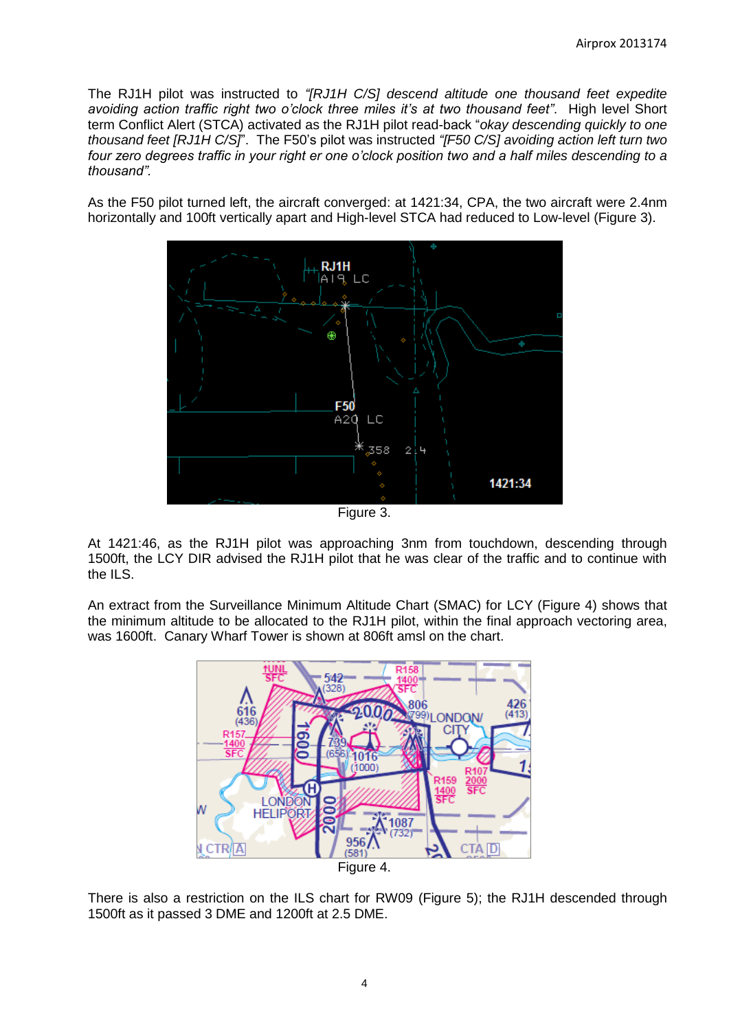The RJ1H pilot was instructed to *"[RJ1H C/S] descend altitude one thousand feet expedite avoiding action traffic right two o'clock three miles it's at two thousand feet"*. High level Short term Conflict Alert (STCA) activated as the RJ1H pilot read-back "*okay descending quickly to one thousand feet [RJ1H C/S]*". The F50's pilot was instructed *"[F50 C/S] avoiding action left turn two four zero degrees traffic in your right er one o'clock position two and a half miles descending to a thousand".*

As the F50 pilot turned left, the aircraft converged: at 1421:34, CPA, the two aircraft were 2.4nm horizontally and 100ft vertically apart and High-level STCA had reduced to Low-level (Figure 3).

Figure 3.

At 1421:46, as the RJ1H pilot was approaching 3nm from touchdown, descending through 1500ft, the LCY DIR advised the RJ1H pilot that he was clear of the traffic and to continue with the ILS.

An extract from the Surveillance Minimum Altitude Chart (SMAC) for LCY (Figure 4) shows that the minimum altitude to be allocated to the RJ1H pilot, within the final approach vectoring area, was 1600ft. Canary Wharf Tower is shown at 806ft amsl on the chart.

Figure 4.

There is also a restriction on the ILS chart for RW09 (Figure 5); the RJ1H descended through 1500ft as it passed 3 DME and 1200ft at 2.5 DME.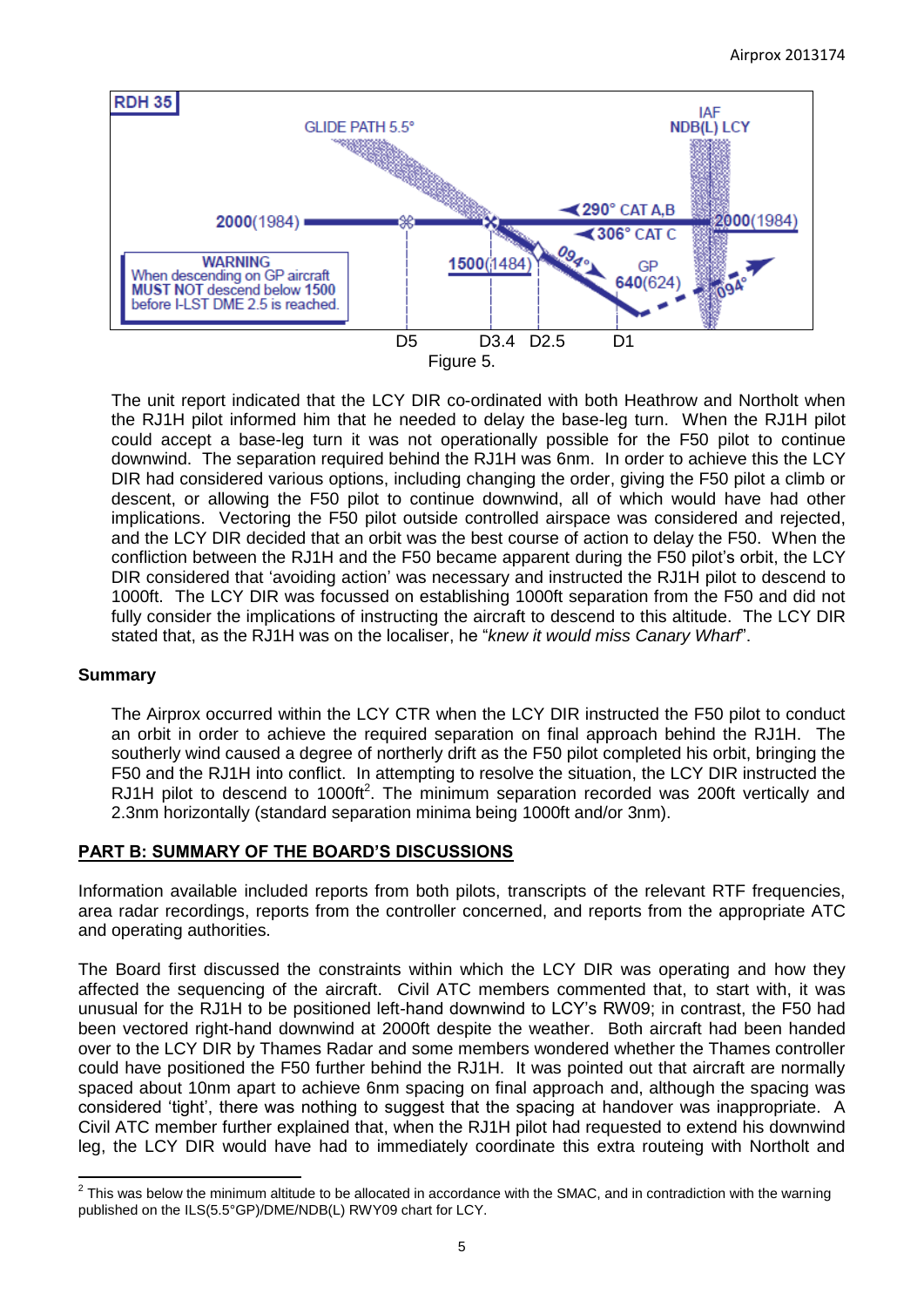Figure 5.

The unit report indicated that the LCY DIR co-ordinated with both Heathrow and Northolt when the RJ1H pilot informed him that he needed to delay the base-leg turn. When the RJ1H pilot could accept a base-leg turn it was not operationally possible for the F50 pilot to continue downwind. The separation required behind the RJ1H was 6nm. In order to achieve this the LCY DIR had considered various options, including changing the order, giving the F50 pilot a climb or descent, or allowing the F50 pilot to continue downwind, all of which would have had other implications. Vectoring the F50 pilot outside controlled airspace was considered and rejected, and the LCY DIR decided that an orbit was the best course of action to delay the F50. When the confliction between the RJ1H and the F50 became apparent during the F50 pilot's orbit, the LCY DIR considered that 'avoiding action' was necessary and instructed the RJ1H pilot to descend to 1000ft. The LCY DIR was focussed on establishing 1000ft separation from the F50 and did not fully consider the implications of instructing the aircraft to descend to this altitude. The LCY DIR stated that, as the RJ1H was on the localiser, he "*knew it would miss Canary Wharf*".

## Summary

The Airprox occurred within the LCY CTR when the LCY DIR instructed the F50 pilot to conduct an orbit in order to achieve the required separation on final approach behind the RJ1H. The southerly wind caused a degree of northerly drift as the F50 pilot completed his orbit, bringing the F50 and the RJ1H into conflict. In attempting to resolve the situation, the LCY DIR instructed the RJ1H pilot to descend to 1000ft[2]. The minimum separation recorded was 200ft vertically and 2.3nm horizontally (standard separation minima being 1000ft and/or 3nm).

## PART B: SUMMARY OF THE BOARD'S DISCUSSIONS

Information available included reports from both pilots, transcripts of the relevant RTF frequencies, area radar recordings, reports from the controller concerned, and reports from the appropriate ATC and operating authorities.

The Board first discussed the constraints within which the LCY DIR was operating and how they affected the sequencing of the aircraft. Civil ATC members commented that, to start with, it was unusual for the RJ1H to be positioned left-hand downwind to LCY's RW09; in contrast, the F50 had been vectored right-hand downwind at 2000ft despite the weather. Both aircraft had been handed over to the LCY DIR by Thames Radar and some members wondered whether the Thames controller could have positioned the F50 further behind the RJ1H. It was pointed out that aircraft are normally spaced about 10nm apart to achieve 6nm spacing on final approach and, although the spacing was considered 'tight', there was nothing to suggest that the spacing at handover was inappropriate. A Civil ATC member further explained that, when the RJ1H pilot had requested to extend his downwind leg, the LCY DIR would have had to immediately coordinate this extra routeing with Northolt and

[2] This was below the minimum altitude to be allocated in accordance with the SMAC, and in contradiction with the warning published on the ILS(5.5°GP)/DME/NDB(L) RWY09 chart for LCY.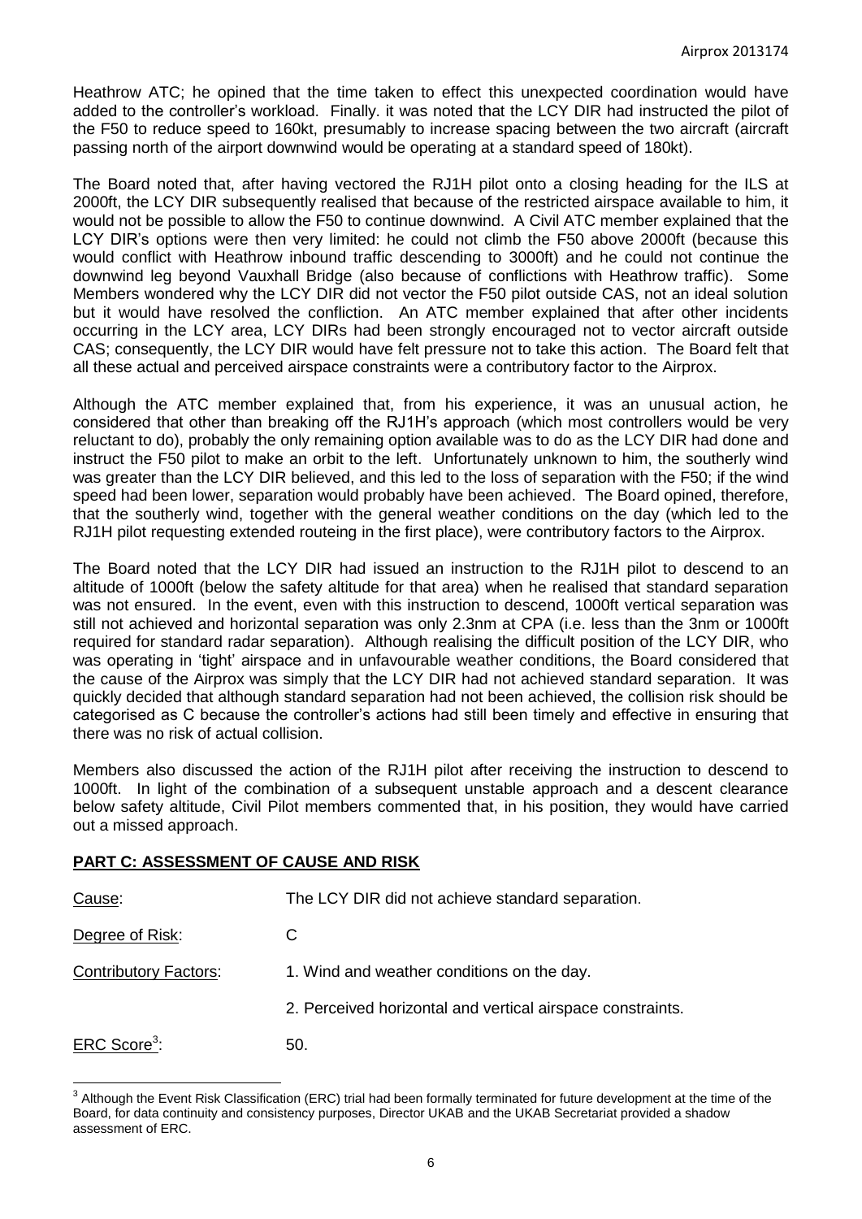Heathrow ATC; he opined that the time taken to effect this unexpected coordination would have added to the controller's workload. Finally. it was noted that the LCY DIR had instructed the pilot of the F50 to reduce speed to 160kt, presumably to increase spacing between the two aircraft (aircraft passing north of the airport downwind would be operating at a standard speed of 180kt).

The Board noted that, after having vectored the RJ1H pilot onto a closing heading for the ILS at 2000ft, the LCY DIR subsequently realised that because of the restricted airspace available to him, it would not be possible to allow the F50 to continue downwind. A Civil ATC member explained that the LCY DIR's options were then very limited: he could not climb the F50 above 2000ft (because this would conflict with Heathrow inbound traffic descending to 3000ft) and he could not continue the downwind leg beyond Vauxhall Bridge (also because of conflictions with Heathrow traffic). Some Members wondered why the LCY DIR did not vector the F50 pilot outside CAS, not an ideal solution but it would have resolved the confliction. An ATC member explained that after other incidents occurring in the LCY area, LCY DIRs had been strongly encouraged not to vector aircraft outside CAS; consequently, the LCY DIR would have felt pressure not to take this action. The Board felt that all these actual and perceived airspace constraints were a contributory factor to the Airprox.

Although the ATC member explained that, from his experience, it was an unusual action, he considered that other than breaking off the RJ1H's approach (which most controllers would be very reluctant to do), probably the only remaining option available was to do as the LCY DIR had done and instruct the F50 pilot to make an orbit to the left. Unfortunately unknown to him, the southerly wind was greater than the LCY DIR believed, and this led to the loss of separation with the F50; if the wind speed had been lower, separation would probably have been achieved. The Board opined, therefore, that the southerly wind, together with the general weather conditions on the day (which led to the RJ1H pilot requesting extended routeing in the first place), were contributory factors to the Airprox.

The Board noted that the LCY DIR had issued an instruction to the RJ1H pilot to descend to an altitude of 1000ft (below the safety altitude for that area) when he realised that standard separation was not ensured. In the event, even with this instruction to descend, 1000ft vertical separation was still not achieved and horizontal separation was only 2.3nm at CPA (i.e. less than the 3nm or 1000ft required for standard radar separation). Although realising the difficult position of the LCY DIR, who was operating in 'tight' airspace and in unfavourable weather conditions, the Board considered that the cause of the Airprox was simply that the LCY DIR had not achieved standard separation. It was quickly decided that although standard separation had not been achieved, the collision risk should be categorised as C because the controller's actions had still been timely and effective in ensuring that there was no risk of actual collision.

Members also discussed the action of the RJ1H pilot after receiving the instruction to descend to 1000ft. In light of the combination of a subsequent unstable approach and a descent clearance below safety altitude, Civil Pilot members commented that, in his position, they would have carried out a missed approach.

## PART C: ASSESSMENT OF CAUSE AND RISK

| | |
|---|---|
| Cause: | The LCY DIR did not achieve standard separation. |
| Degree of Risk: | C |
| Contributory Factors: | 1. Wind and weather conditions on the day. |
| | 2. Perceived horizontal and vertical airspace constraints. |
| ERC Score[3]: | 50. |

[3] Although the Event Risk Classification (ERC) trial had been formally terminated for future development at the time of the Board, for data continuity and consistency purposes, Director UKAB and the UKAB Secretariat provided a shadow assessment of ERC.